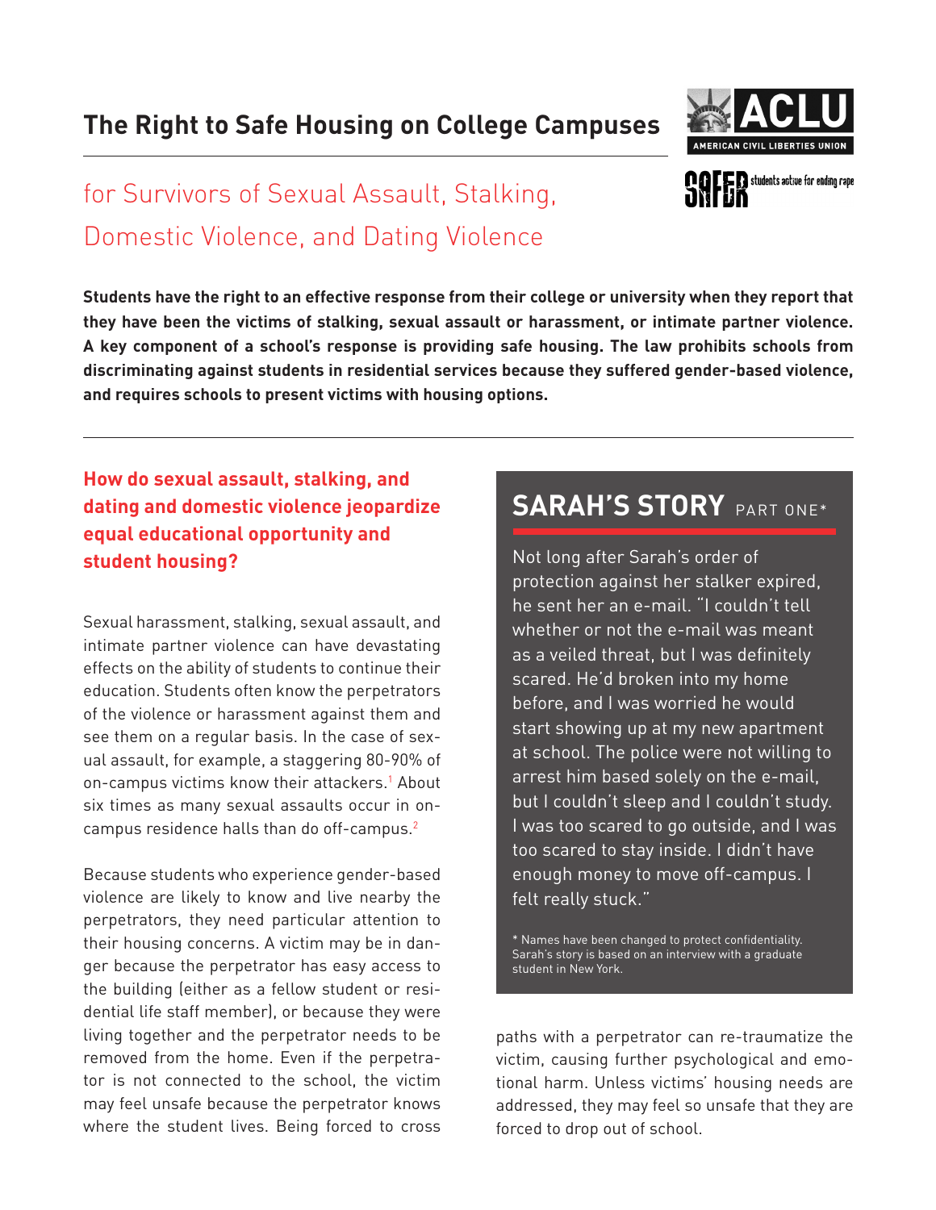# The Right to Safe Housing on College Campuses

## for Survivors of Sexual Assault, Stalking, Domestic Violence, and Dating Violence

**Students have the right to an effective response from their college or university when they report that they have been the victims of stalking, sexual assault or harassment, or intimate partner violence. A key component of a school's response is providing safe housing. The law prohibits schools from discriminating against students in residential services because they suffered gender-based violence, and requires schools to present victims with housing options.**

### How do sexual assault, stalking, and dating and domestic violence jeopardize equal educational opportunity and student housing?

Sexual harassment, stalking, sexual assault, and intimate partner violence can have devastating effects on the ability of students to continue their education. Students often know the perpetrators of the violence or harassment against them and see them on a regular basis. In the case of sexual assault, for example, a staggering 80-90% of on-campus victims know their attackers.[1] About six times as many sexual assaults occur in on-campus residence halls than do off-campus.[2]

Because students who experience gender-based violence are likely to know and live nearby the perpetrators, they need particular attention to their housing concerns. A victim may be in danger because the perpetrator has easy access to the building (either as a fellow student or residential life staff member), or because they were living together and the perpetrator needs to be removed from the home. Even if the perpetrator is not connected to the school, the victim may feel unsafe because the perpetrator knows where the student lives. Being forced to cross paths with a perpetrator can re-traumatize the victim, causing further psychological and emotional harm. Unless victims' housing needs are addressed, they may feel so unsafe that they are forced to drop out of school.

## SARAH'S STORY PART ONE*

Not long after Sarah's order of protection against her stalker expired, he sent her an e-mail. "I couldn't tell whether or not the e-mail was meant as a veiled threat, but I was definitely scared. He'd broken into my home before, and I was worried he would start showing up at my new apartment at school. The police were not willing to arrest him based solely on the e-mail, but I couldn't sleep and I couldn't study. I was too scared to go outside, and I was too scared to stay inside. I didn't have enough money to move off-campus. I felt really stuck."

\* Names have been changed to protect confidentiality. Sarah's story is based on an interview with a graduate student in New York.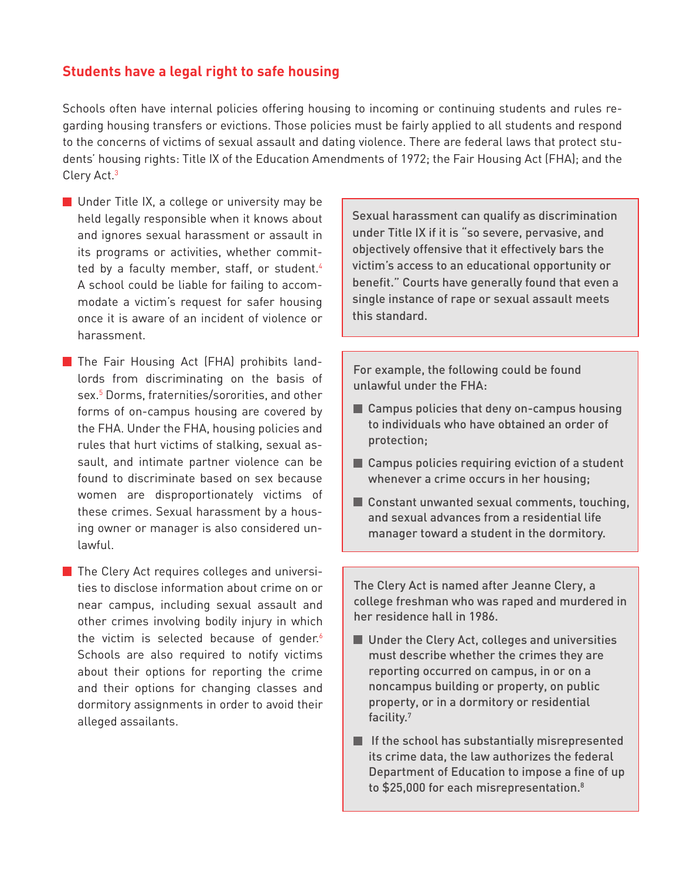## Students have a legal right to safe housing

Schools often have internal policies offering housing to incoming or continuing students and rules regarding housing transfers or evictions. Those policies must be fairly applied to all students and respond to the concerns of victims of sexual assault and dating violence. There are federal laws that protect students' housing rights: Title IX of the Education Amendments of 1972; the Fair Housing Act (FHA); and the Clery Act.[3]

- Under Title IX, a college or university may be held legally responsible when it knows about and ignores sexual harassment or assault in its programs or activities, whether committed by a faculty member, staff, or student.[4] A school could be liable for failing to accommodate a victim's request for safer housing once it is aware of an incident of violence or harassment.

> Sexual harassment can qualify as discrimination under Title IX if it is "so severe, pervasive, and objectively offensive that it effectively bars the victim's access to an educational opportunity or benefit." Courts have generally found that even a single instance of rape or sexual assault meets this standard.

- The Fair Housing Act (FHA) prohibits landlords from discriminating on the basis of sex.[5] Dorms, fraternities/sororities, and other forms of on-campus housing are covered by the FHA. Under the FHA, housing policies and rules that hurt victims of stalking, sexual assault, and intimate partner violence can be found to discriminate based on sex because women are disproportionately victims of these crimes. Sexual harassment by a housing owner or manager is also considered unlawful.

> For example, the following could be found unlawful under the FHA:
>
> - Campus policies that deny on-campus housing to individuals who have obtained an order of protection;
> - Campus policies requiring eviction of a student whenever a crime occurs in her housing;
> - Constant unwanted sexual comments, touching, and sexual advances from a residential life manager toward a student in the dormitory.

- The Clery Act requires colleges and universities to disclose information about crime on or near campus, including sexual assault and other crimes involving bodily injury in which the victim is selected because of gender.[6] Schools are also required to notify victims about their options for reporting the crime and their options for changing classes and dormitory assignments in order to avoid their alleged assailants.

> The Clery Act is named after Jeanne Clery, a college freshman who was raped and murdered in her residence hall in 1986.
>
> - Under the Clery Act, colleges and universities must describe whether the crimes they are reporting occurred on campus, in or on a noncampus building or property, on public property, or in a dormitory or residential facility.[7]
> - If the school has substantially misrepresented its crime data, the law authorizes the federal Department of Education to impose a fine of up to $25,000 for each misrepresentation.[8]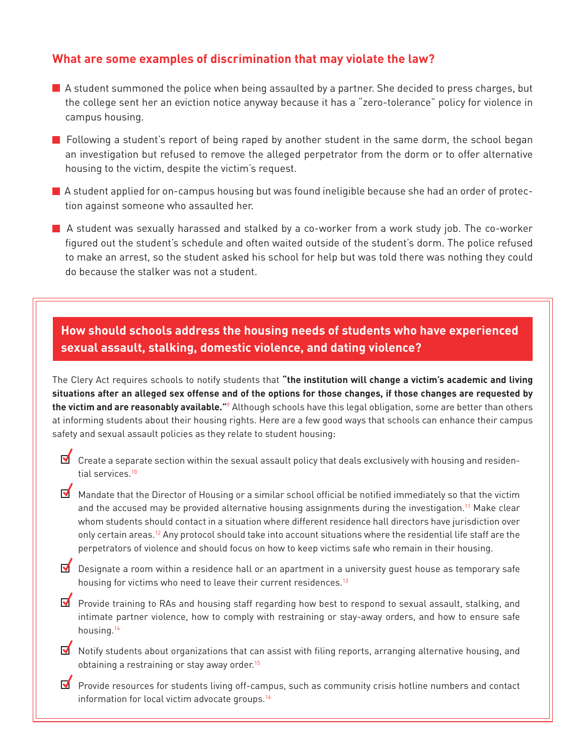## What are some examples of discrimination that may violate the law?

- A student summoned the police when being assaulted by a partner. She decided to press charges, but the college sent her an eviction notice anyway because it has a "zero-tolerance" policy for violence in campus housing.
- Following a student's report of being raped by another student in the same dorm, the school began an investigation but refused to remove the alleged perpetrator from the dorm or to offer alternative housing to the victim, despite the victim's request.
- A student applied for on-campus housing but was found ineligible because she had an order of protection against someone who assaulted her.
- A student was sexually harassed and stalked by a co-worker from a work study job. The co-worker figured out the student's schedule and often waited outside of the student's dorm. The police refused to make an arrest, so the student asked his school for help but was told there was nothing they could do because the stalker was not a student.

## How should schools address the housing needs of students who have experienced sexual assault, stalking, domestic violence, and dating violence?

The Clery Act requires schools to notify students that **"the institution will change a victim's academic and living situations after an alleged sex offense and of the options for those changes, if those changes are requested by the victim and are reasonably available."**[9] Although schools have this legal obligation, some are better than others at informing students about their housing rights. Here are a few good ways that schools can enhance their campus safety and sexual assault policies as they relate to student housing:

- Create a separate section within the sexual assault policy that deals exclusively with housing and residential services.[10]
- Mandate that the Director of Housing or a similar school official be notified immediately so that the victim and the accused may be provided alternative housing assignments during the investigation.[11] Make clear whom students should contact in a situation where different residence hall directors have jurisdiction over only certain areas.[12] Any protocol should take into account situations where the residential life staff are the perpetrators of violence and should focus on how to keep victims safe who remain in their housing.
- Designate a room within a residence hall or an apartment in a university guest house as temporary safe housing for victims who need to leave their current residences.[13]
- Provide training to RAs and housing staff regarding how best to respond to sexual assault, stalking, and intimate partner violence, how to comply with restraining or stay-away orders, and how to ensure safe housing.[14]
- Notify students about organizations that can assist with filing reports, arranging alternative housing, and obtaining a restraining or stay away order.[15]
- Provide resources for students living off-campus, such as community crisis hotline numbers and contact information for local victim advocate groups.[16]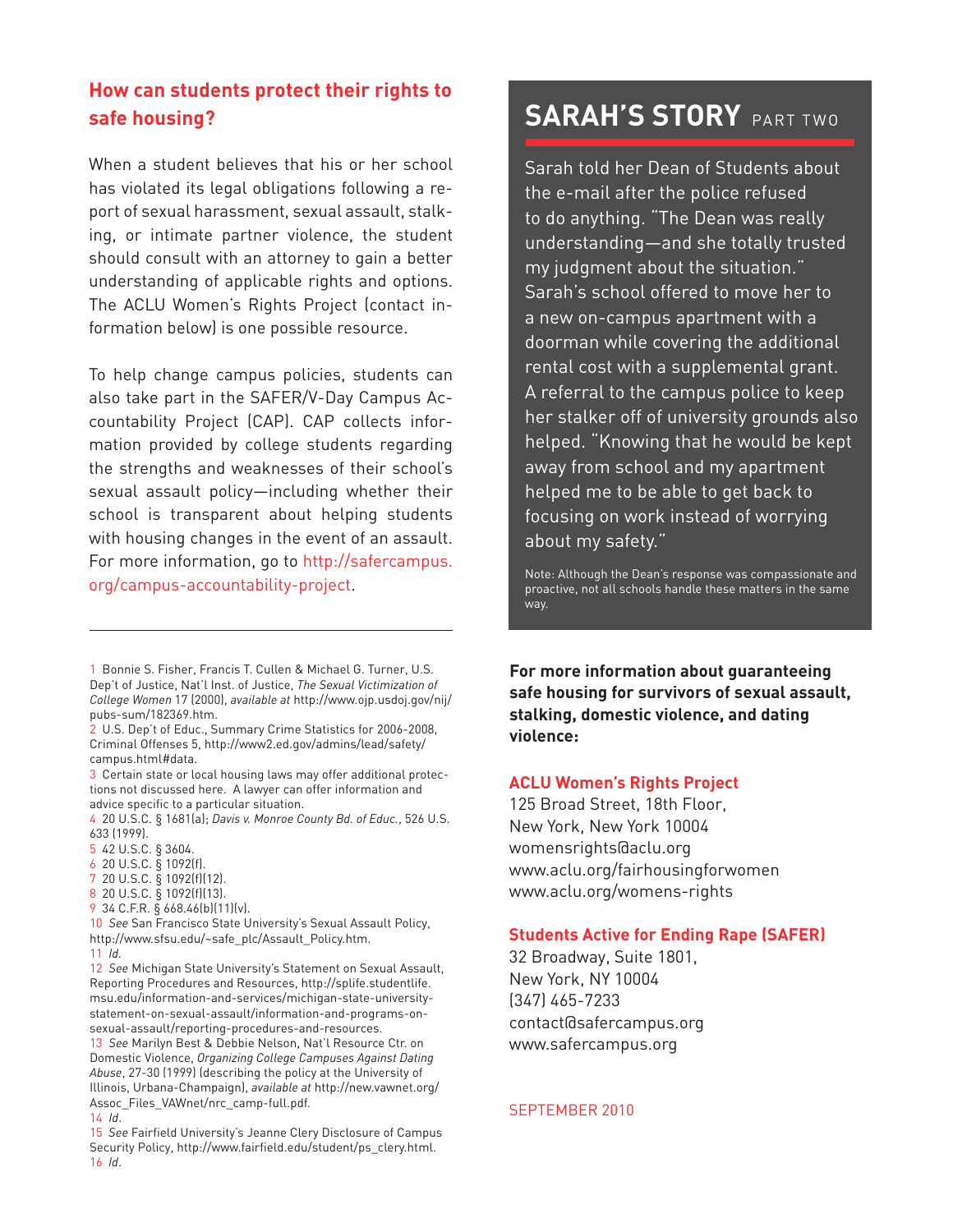## How can students protect their rights to safe housing?

When a student believes that his or her school has violated its legal obligations following a report of sexual harassment, sexual assault, stalking, or intimate partner violence, the student should consult with an attorney to gain a better understanding of applicable rights and options. The ACLU Women's Rights Project (contact information below) is one possible resource.

To help change campus policies, students can also take part in the SAFER/V-Day Campus Accountability Project (CAP). CAP collects information provided by college students regarding the strengths and weaknesses of their school's sexual assault policy—including whether their school is transparent about helping students with housing changes in the event of an assault. For more information, go to http://safercampus.org/campus-accountability-project.

## SARAH'S STORY PART TWO

Sarah told her Dean of Students about the e-mail after the police refused to do anything. "The Dean was really understanding—and she totally trusted my judgment about the situation." Sarah's school offered to move her to a new on-campus apartment with a doorman while covering the additional rental cost with a supplemental grant. A referral to the campus police to keep her stalker off of university grounds also helped. "Knowing that he would be kept away from school and my apartment helped me to be able to get back to focusing on work instead of worrying about my safety."

Note: Although the Dean's response was compassionate and proactive, not all schools handle these matters in the same way.

**For more information about guaranteeing safe housing for survivors of sexual assault, stalking, domestic violence, and dating violence:**

**ACLU Women's Rights Project**
125 Broad Street, 18th Floor,
New York, New York 10004
womensrights@aclu.org
www.aclu.org/fairhousingforwomen
www.aclu.org/womens-rights

**Students Active for Ending Rape (SAFER)**
32 Broadway, Suite 1801,
New York, NY 10004
(347) 465-7233
contact@safercampus.org
www.safercampus.org

SEPTEMBER 2010

---

1 Bonnie S. Fisher, Francis T. Cullen & Michael G. Turner, U.S. Dep't of Justice, Nat'l Inst. of Justice, *The Sexual Victimization of College Women* 17 (2000), *available at* http://www.ojp.usdoj.gov/nij/pubs-sum/182369.htm.
2 U.S. Dep't of Educ., Summary Crime Statistics for 2006-2008, Criminal Offenses 5, http://www2.ed.gov/admins/lead/safety/campus.html#data.
3 Certain state or local housing laws may offer additional protections not discussed here. A lawyer can offer information and advice specific to a particular situation.
4 20 U.S.C. § 1681(a); *Davis v. Monroe County Bd. of Educ.*, 526 U.S. 633 (1999).
5 42 U.S.C. § 3604.
6 20 U.S.C. § 1092(f).
7 20 U.S.C. § 1092(f)(12).
8 20 U.S.C. § 1092(f)(13).
9 34 C.F.R. § 668.46(b)(11)(v).
10 *See* San Francisco State University's Sexual Assault Policy, http://www.sfsu.edu/~safe_plc/Assault_Policy.htm.
11 *Id.*
12 *See* Michigan State University's Statement on Sexual Assault, Reporting Procedures and Resources, http://splife.studentlife.msu.edu/information-and-services/michigan-state-university-statement-on-sexual-assault/information-and-programs-on-sexual-assault/reporting-procedures-and-resources.
13 *See* Marilyn Best & Debbie Nelson, Nat'l Resource Ctr. on Domestic Violence, *Organizing College Campuses Against Dating Abuse*, 27-30 (1999) (describing the policy at the University of Illinois, Urbana-Champaign), *available at* http://new.vawnet.org/Assoc_Files_VAWnet/nrc_camp-full.pdf.
14 *Id.*
15 *See* Fairfield University's Jeanne Clery Disclosure of Campus Security Policy, http://www.fairfield.edu/student/ps_clery.html.
16 *Id.*